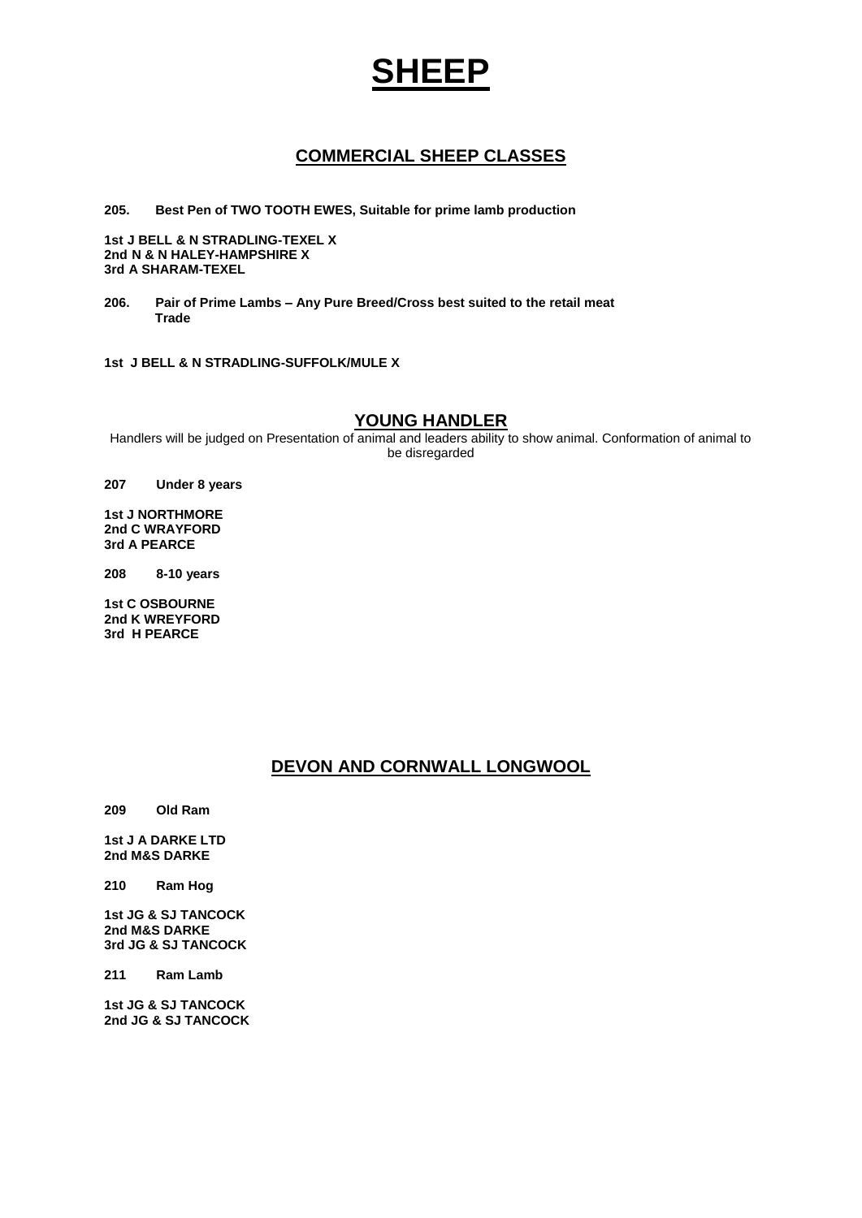# SHEEP

## COMMERCIAL SHEEP CLASSES

**205. Best Pen of TWO TOOTH EWES, Suitable for prime lamb production**

**1st J BELL & N STRADLING-TEXEL X**
**2nd N & N HALEY-HAMPSHIRE X**
**3rd A SHARAM-TEXEL**

**206. Pair of Prime Lambs – Any Pure Breed/Cross best suited to the retail meat Trade**

**1st J BELL & N STRADLING-SUFFOLK/MULE X**

## YOUNG HANDLER

Handlers will be judged on Presentation of animal and leaders ability to show animal. Conformation of animal to be disregarded

**207 Under 8 years**

**1st J NORTHMORE**
**2nd C WRAYFORD**
**3rd A PEARCE**

**208 8-10 years**

**1st C OSBOURNE**
**2nd K WREYFORD**
**3rd H PEARCE**

## DEVON AND CORNWALL LONGWOOL

**209 Old Ram**

**1st J A DARKE LTD**
**2nd M&S DARKE**

**210 Ram Hog**

**1st JG & SJ TANCOCK**
**2nd M&S DARKE**
**3rd JG & SJ TANCOCK**

**211 Ram Lamb**

**1st JG & SJ TANCOCK**
**2nd JG & SJ TANCOCK**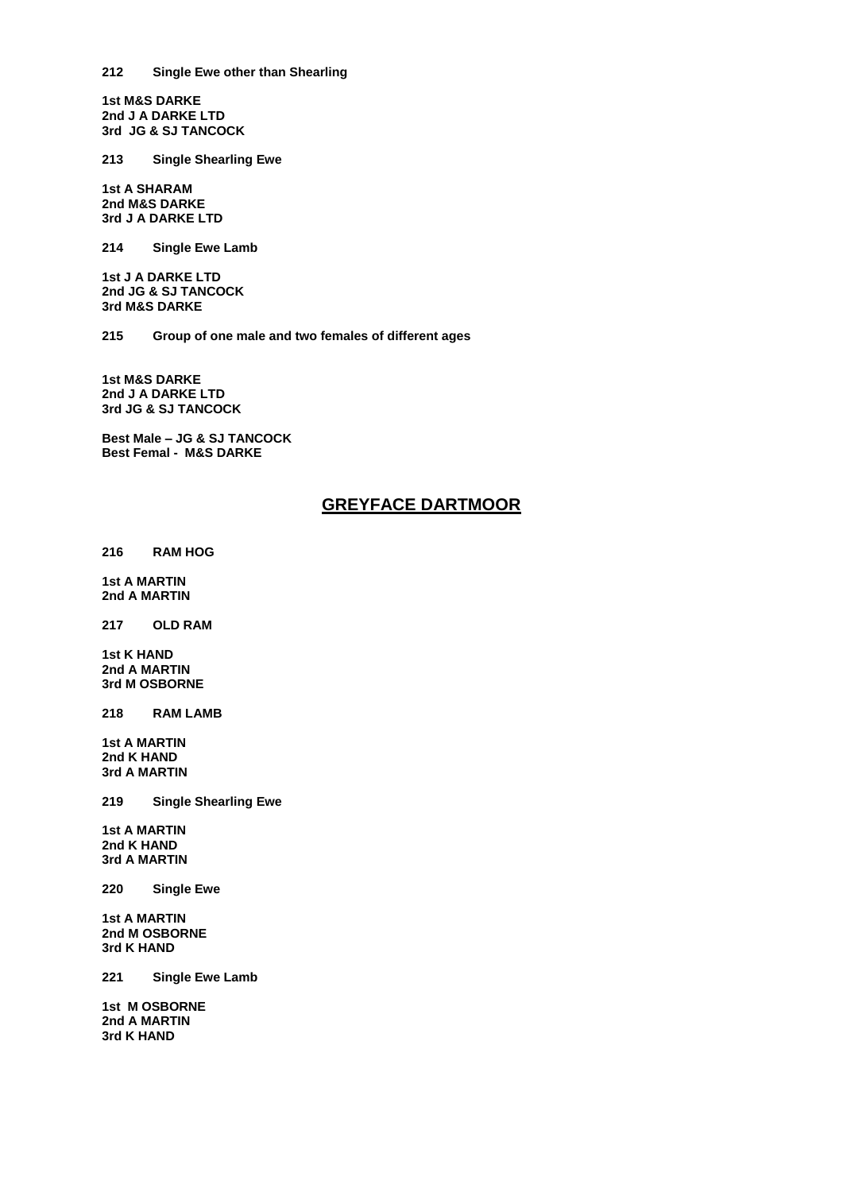**212 Single Ewe other than Shearling**

**1st M&S DARKE**
**2nd J A DARKE LTD**
**3rd JG & SJ TANCOCK**

**213 Single Shearling Ewe**

**1st A SHARAM**
**2nd M&S DARKE**
**3rd J A DARKE LTD**

**214 Single Ewe Lamb**

**1st J A DARKE LTD**
**2nd JG & SJ TANCOCK**
**3rd M&S DARKE**

**215 Group of one male and two females of different ages**

**1st M&S DARKE**
**2nd J A DARKE LTD**
**3rd JG & SJ TANCOCK**

**Best Male – JG & SJ TANCOCK**
**Best Femal - M&S DARKE**

## GREYFACE DARTMOOR

**216 RAM HOG**

**1st A MARTIN**
**2nd A MARTIN**

**217 OLD RAM**

**1st K HAND**
**2nd A MARTIN**
**3rd M OSBORNE**

**218 RAM LAMB**

**1st A MARTIN**
**2nd K HAND**
**3rd A MARTIN**

**219 Single Shearling Ewe**

**1st A MARTIN**
**2nd K HAND**
**3rd A MARTIN**

**220 Single Ewe**

**1st A MARTIN**
**2nd M OSBORNE**
**3rd K HAND**

**221 Single Ewe Lamb**

**1st M OSBORNE**
**2nd A MARTIN**
**3rd K HAND**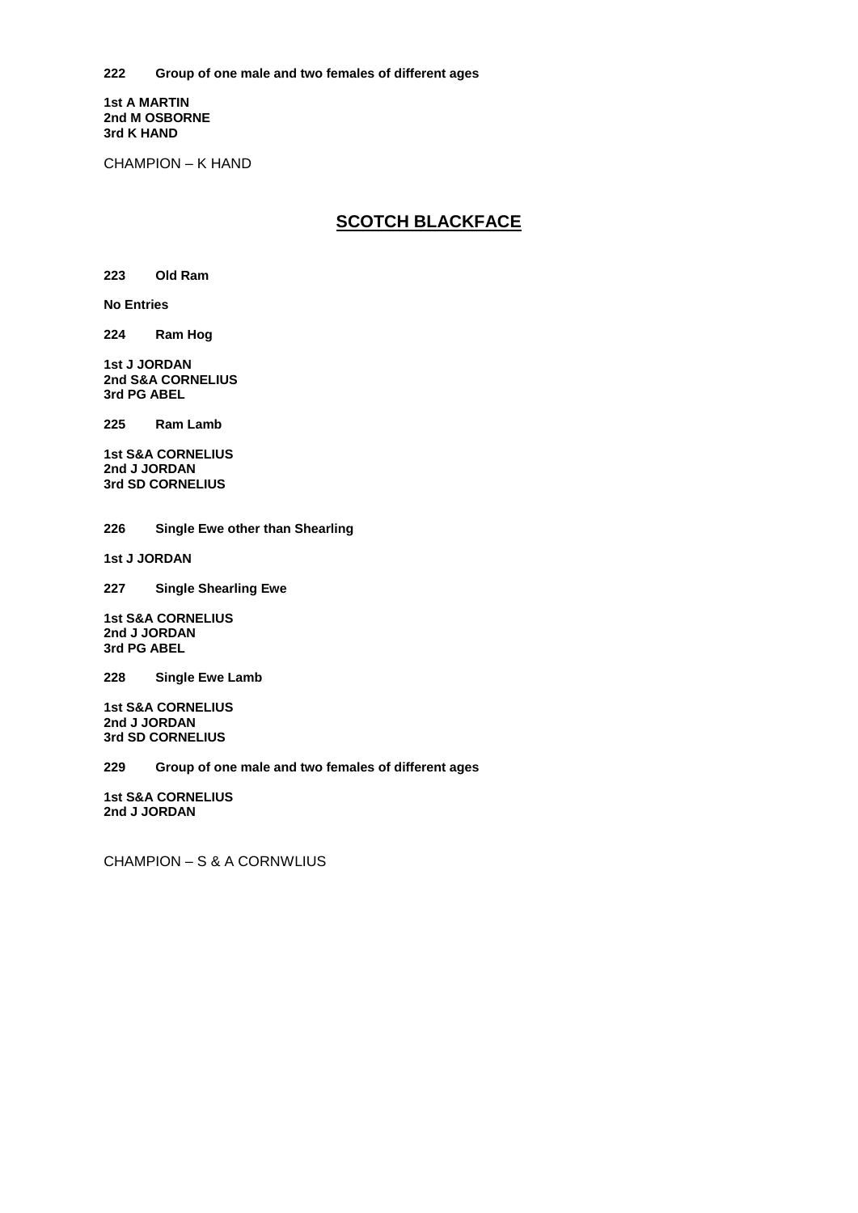**222 Group of one male and two females of different ages**

**1st A MARTIN**
**2nd M OSBORNE**
**3rd K HAND**

CHAMPION – K HAND

## SCOTCH BLACKFACE

**223 Old Ram**

**No Entries**

**224 Ram Hog**

**1st J JORDAN**
**2nd S&A CORNELIUS**
**3rd PG ABEL**

**225 Ram Lamb**

**1st S&A CORNELIUS**
**2nd J JORDAN**
**3rd SD CORNELIUS**

**226 Single Ewe other than Shearling**

**1st J JORDAN**

**227 Single Shearling Ewe**

**1st S&A CORNELIUS**
**2nd J JORDAN**
**3rd PG ABEL**

**228 Single Ewe Lamb**

**1st S&A CORNELIUS**
**2nd J JORDAN**
**3rd SD CORNELIUS**

**229 Group of one male and two females of different ages**

**1st S&A CORNELIUS**
**2nd J JORDAN**

CHAMPION – S & A CORNWLIUS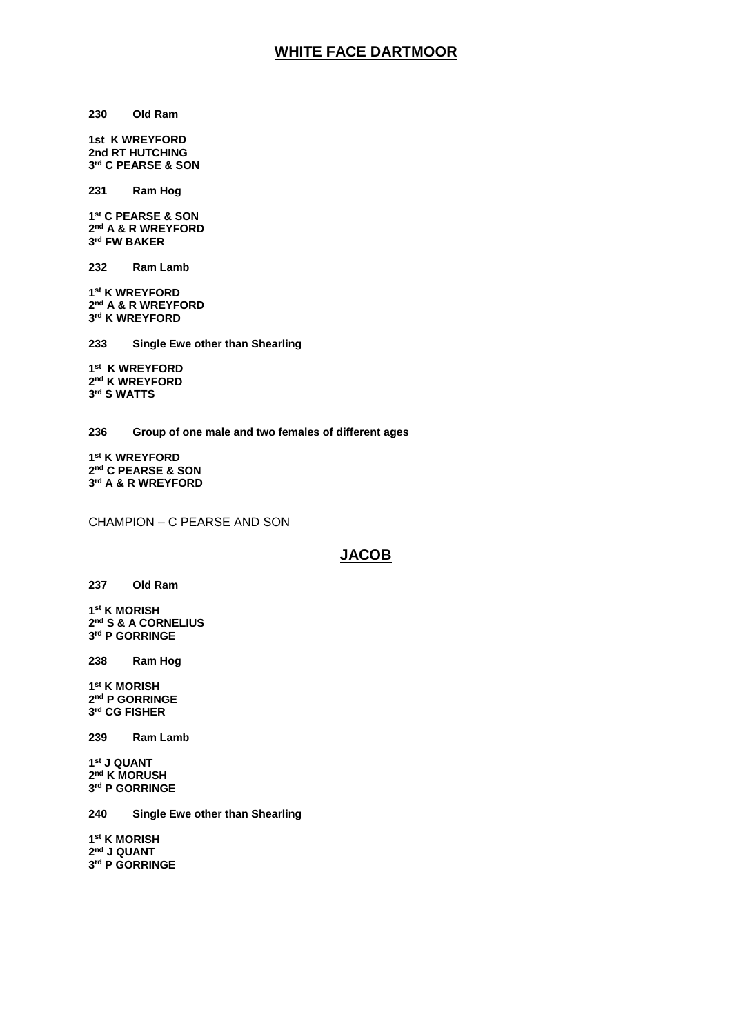## WHITE FACE DARTMOOR

**230 Old Ram**

**1st K WREYFORD**
**2nd RT HUTCHING**
**3rd C PEARSE & SON**

**231 Ram Hog**

**1st C PEARSE & SON**
**2nd A & R WREYFORD**
**3rd FW BAKER**

**232 Ram Lamb**

**1st K WREYFORD**
**2nd A & R WREYFORD**
**3rd K WREYFORD**

**233 Single Ewe other than Shearling**

**1st K WREYFORD**
**2nd K WREYFORD**
**3rd S WATTS**

**236 Group of one male and two females of different ages**

**1st K WREYFORD**
**2nd C PEARSE & SON**
**3rd A & R WREYFORD**

CHAMPION – C PEARSE AND SON

## JACOB

**237 Old Ram**

**1st K MORISH**
**2nd S & A CORNELIUS**
**3rd P GORRINGE**

**238 Ram Hog**

**1st K MORISH**
**2nd P GORRINGE**
**3rd CG FISHER**

**239 Ram Lamb**

**1st J QUANT**
**2nd K MORUSH**
**3rd P GORRINGE**

**240 Single Ewe other than Shearling**

**1st K MORISH**
**2nd J QUANT**
**3rd P GORRINGE**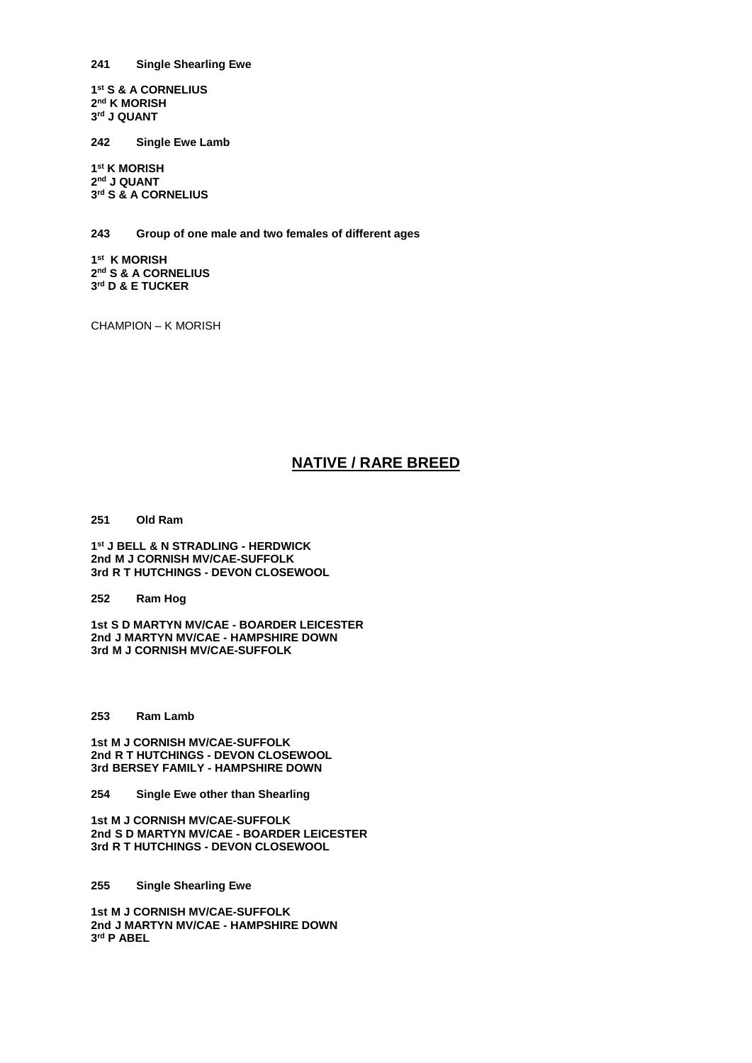**241 Single Shearling Ewe**

**1st S & A CORNELIUS**
**2nd K MORISH**
**3rd J QUANT**

**242 Single Ewe Lamb**

**1st K MORISH**
**2nd J QUANT**
**3rd S & A CORNELIUS**

**243 Group of one male and two females of different ages**

**1st K MORISH**
**2nd S & A CORNELIUS**
**3rd D & E TUCKER**

CHAMPION – K MORISH

## NATIVE / RARE BREED

**251 Old Ram**

**1st J BELL & N STRADLING - HERDWICK**
**2nd M J CORNISH MV/CAE-SUFFOLK**
**3rd R T HUTCHINGS - DEVON CLOSEWOOL**

**252 Ram Hog**

**1st S D MARTYN MV/CAE - BOARDER LEICESTER**
**2nd J MARTYN MV/CAE - HAMPSHIRE DOWN**
**3rd M J CORNISH MV/CAE-SUFFOLK**

**253 Ram Lamb**

**1st M J CORNISH MV/CAE-SUFFOLK**
**2nd R T HUTCHINGS - DEVON CLOSEWOOL**
**3rd BERSEY FAMILY - HAMPSHIRE DOWN**

**254 Single Ewe other than Shearling**

**1st M J CORNISH MV/CAE-SUFFOLK**
**2nd S D MARTYN MV/CAE - BOARDER LEICESTER**
**3rd R T HUTCHINGS - DEVON CLOSEWOOL**

**255 Single Shearling Ewe**

**1st M J CORNISH MV/CAE-SUFFOLK**
**2nd J MARTYN MV/CAE - HAMPSHIRE DOWN**
**3rd P ABEL**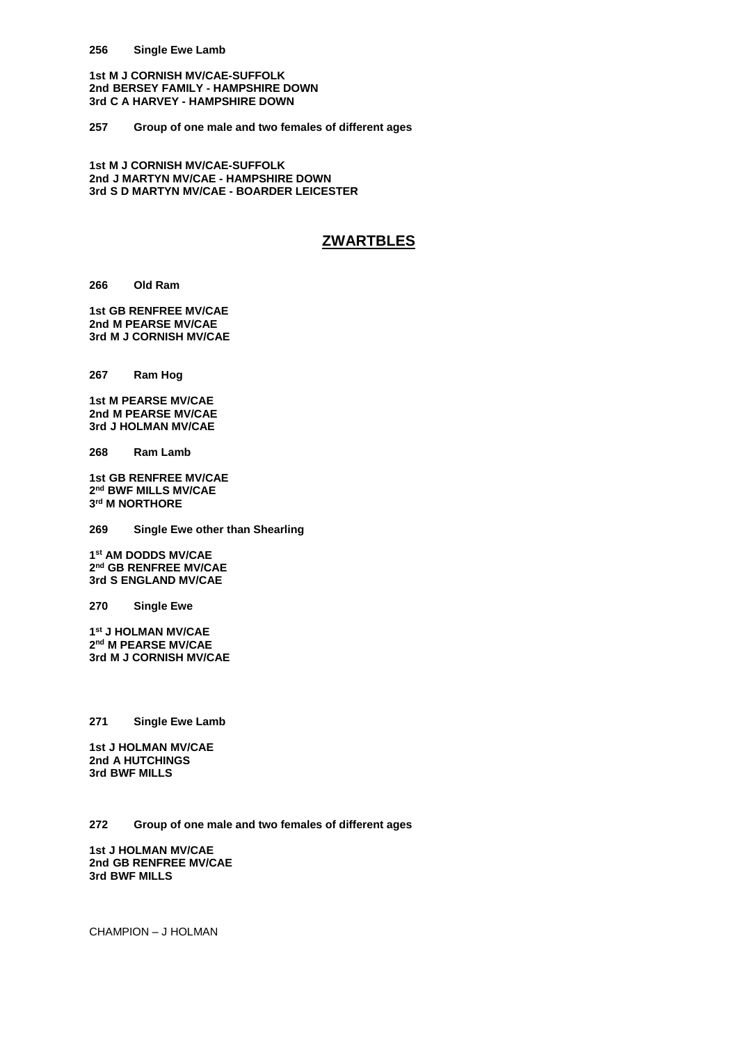**256 Single Ewe Lamb**

**1st M J CORNISH MV/CAE-SUFFOLK**
**2nd BERSEY FAMILY - HAMPSHIRE DOWN**
**3rd C A HARVEY - HAMPSHIRE DOWN**

**257 Group of one male and two females of different ages**

**1st M J CORNISH MV/CAE-SUFFOLK**
**2nd J MARTYN MV/CAE - HAMPSHIRE DOWN**
**3rd S D MARTYN MV/CAE - BOARDER LEICESTER**

## **ZWARTBLES**

**266 Old Ram**

**1st GB RENFREE MV/CAE**
**2nd M PEARSE MV/CAE**
**3rd M J CORNISH MV/CAE**

**267 Ram Hog**

**1st M PEARSE MV/CAE**
**2nd M PEARSE MV/CAE**
**3rd J HOLMAN MV/CAE**

**268 Ram Lamb**

**1st GB RENFREE MV/CAE**
**2nd BWF MILLS MV/CAE**
**3rd M NORTHORE**

**269 Single Ewe other than Shearling**

**1st AM DODDS MV/CAE**
**2nd GB RENFREE MV/CAE**
**3rd S ENGLAND MV/CAE**

**270 Single Ewe**

**1st J HOLMAN MV/CAE**
**2nd M PEARSE MV/CAE**
**3rd M J CORNISH MV/CAE**

**271 Single Ewe Lamb**

**1st J HOLMAN MV/CAE**
**2nd A HUTCHINGS**
**3rd BWF MILLS**

**272 Group of one male and two females of different ages**

**1st J HOLMAN MV/CAE**
**2nd GB RENFREE MV/CAE**
**3rd BWF MILLS**

CHAMPION – J HOLMAN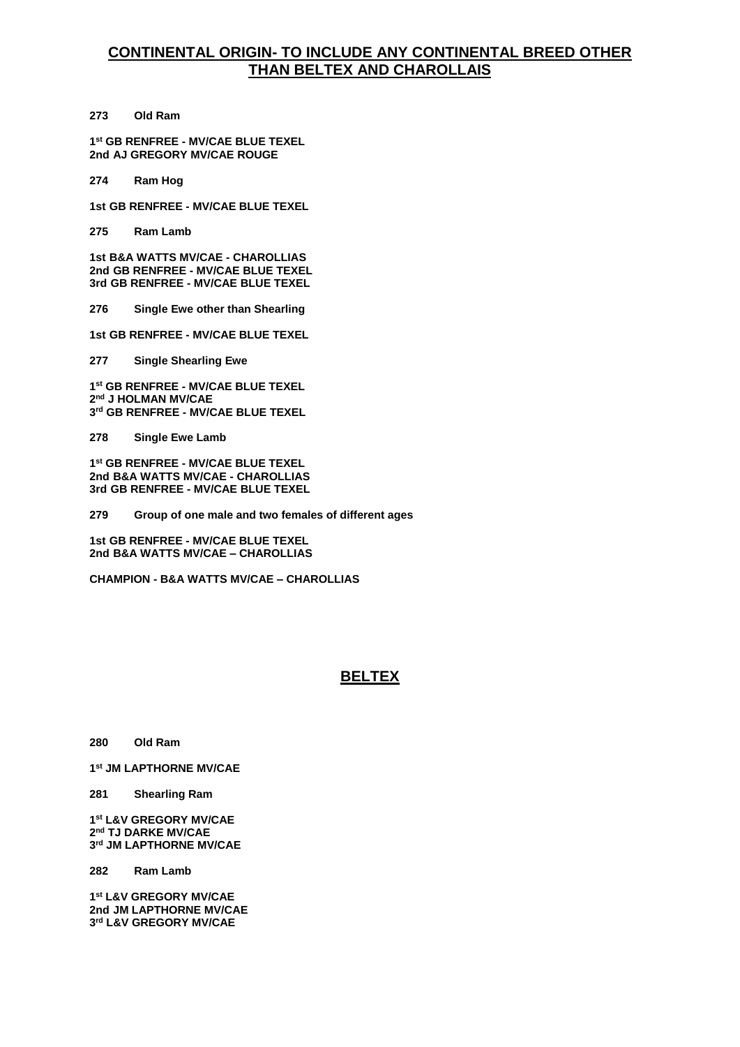## CONTINENTAL ORIGIN- TO INCLUDE ANY CONTINENTAL BREED OTHER THAN BELTEX AND CHAROLLAIS

**273 Old Ram**

**1st GB RENFREE - MV/CAE BLUE TEXEL**
**2nd AJ GREGORY MV/CAE ROUGE**

**274 Ram Hog**

**1st GB RENFREE - MV/CAE BLUE TEXEL**

**275 Ram Lamb**

**1st B&A WATTS MV/CAE - CHAROLLIAS**
**2nd GB RENFREE - MV/CAE BLUE TEXEL**
**3rd GB RENFREE - MV/CAE BLUE TEXEL**

**276 Single Ewe other than Shearling**

**1st GB RENFREE - MV/CAE BLUE TEXEL**

**277 Single Shearling Ewe**

**1st GB RENFREE - MV/CAE BLUE TEXEL**
**2nd J HOLMAN MV/CAE**
**3rd GB RENFREE - MV/CAE BLUE TEXEL**

**278 Single Ewe Lamb**

**1st GB RENFREE - MV/CAE BLUE TEXEL**
**2nd B&A WATTS MV/CAE - CHAROLLIAS**
**3rd GB RENFREE - MV/CAE BLUE TEXEL**

**279 Group of one male and two females of different ages**

**1st GB RENFREE - MV/CAE BLUE TEXEL**
**2nd B&A WATTS MV/CAE – CHAROLLIAS**

**CHAMPION - B&A WATTS MV/CAE – CHAROLLIAS**

## BELTEX

**280 Old Ram**

**1st JM LAPTHORNE MV/CAE**

**281 Shearling Ram**

**1st L&V GREGORY MV/CAE**
**2nd TJ DARKE MV/CAE**
**3rd JM LAPTHORNE MV/CAE**

**282 Ram Lamb**

**1st L&V GREGORY MV/CAE**
**2nd JM LAPTHORNE MV/CAE**
**3rd L&V GREGORY MV/CAE**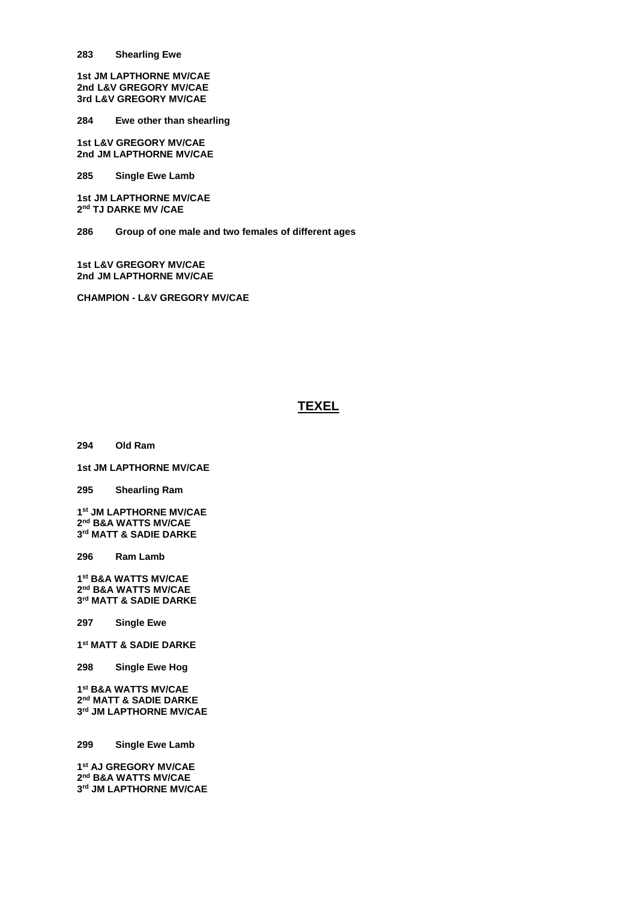**283 Shearling Ewe**

**1st JM LAPTHORNE MV/CAE**
**2nd L&V GREGORY MV/CAE**
**3rd L&V GREGORY MV/CAE**

**284 Ewe other than shearling**

**1st L&V GREGORY MV/CAE**
**2nd JM LAPTHORNE MV/CAE**

**285 Single Ewe Lamb**

**1st JM LAPTHORNE MV/CAE**
**2nd TJ DARKE MV /CAE**

**286 Group of one male and two females of different ages**

**1st L&V GREGORY MV/CAE**
**2nd JM LAPTHORNE MV/CAE**

**CHAMPION - L&V GREGORY MV/CAE**

## TEXEL

**294 Old Ram**

**1st JM LAPTHORNE MV/CAE**

**295 Shearling Ram**

**1st JM LAPTHORNE MV/CAE**
**2nd B&A WATTS MV/CAE**
**3rd MATT & SADIE DARKE**

**296 Ram Lamb**

**1st B&A WATTS MV/CAE**
**2nd B&A WATTS MV/CAE**
**3rd MATT & SADIE DARKE**

**297 Single Ewe**

**1st MATT & SADIE DARKE**

**298 Single Ewe Hog**

**1st B&A WATTS MV/CAE**
**2nd MATT & SADIE DARKE**
**3rd JM LAPTHORNE MV/CAE**

**299 Single Ewe Lamb**

**1st AJ GREGORY MV/CAE**
**2nd B&A WATTS MV/CAE**
**3rd JM LAPTHORNE MV/CAE**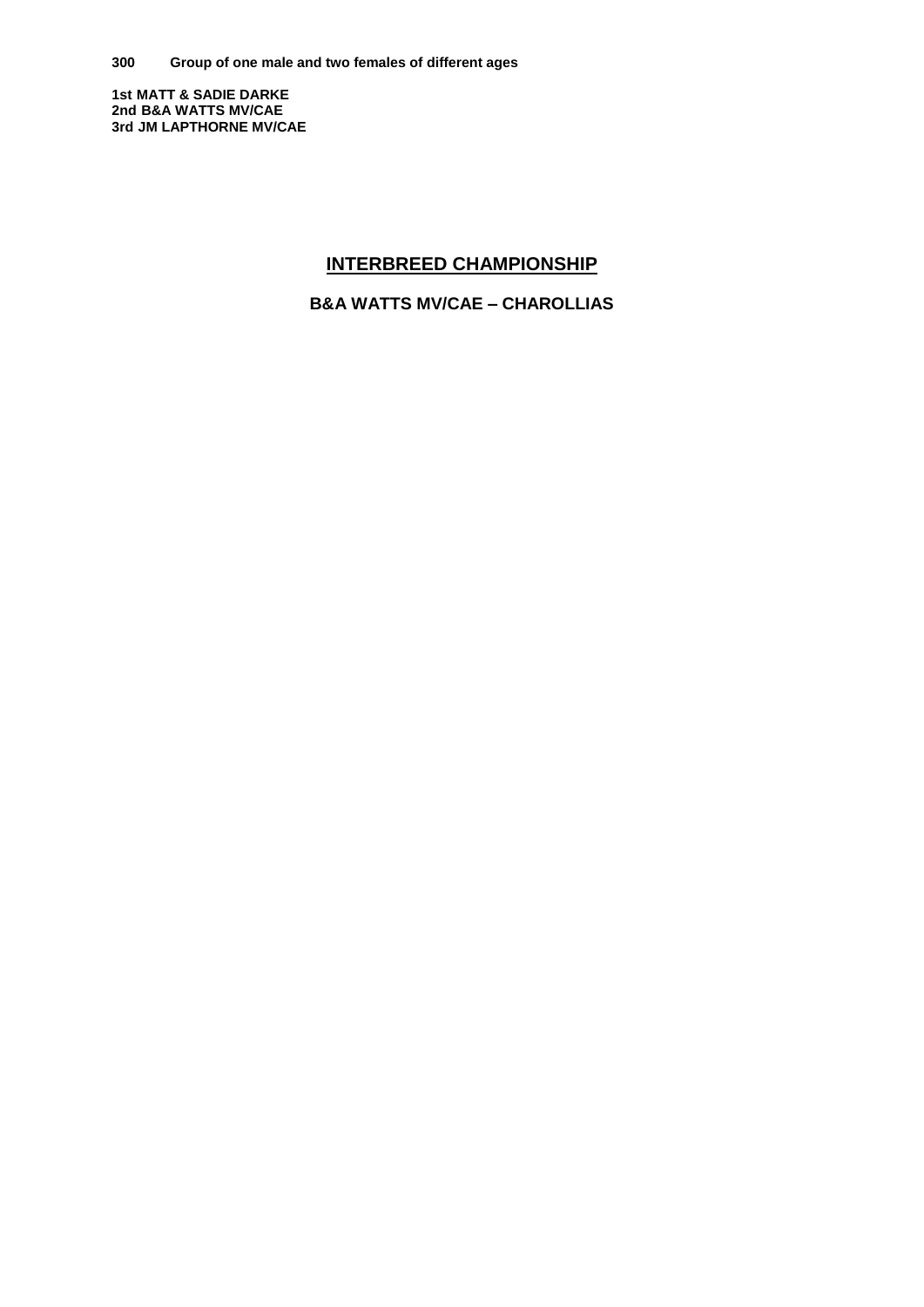**300 Group of one male and two females of different ages**

**1st MATT & SADIE DARKE**
**2nd B&A WATTS MV/CAE**
**3rd JM LAPTHORNE MV/CAE**

## INTERBREED CHAMPIONSHIP

**B&A WATTS MV/CAE – CHAROLLIAS**